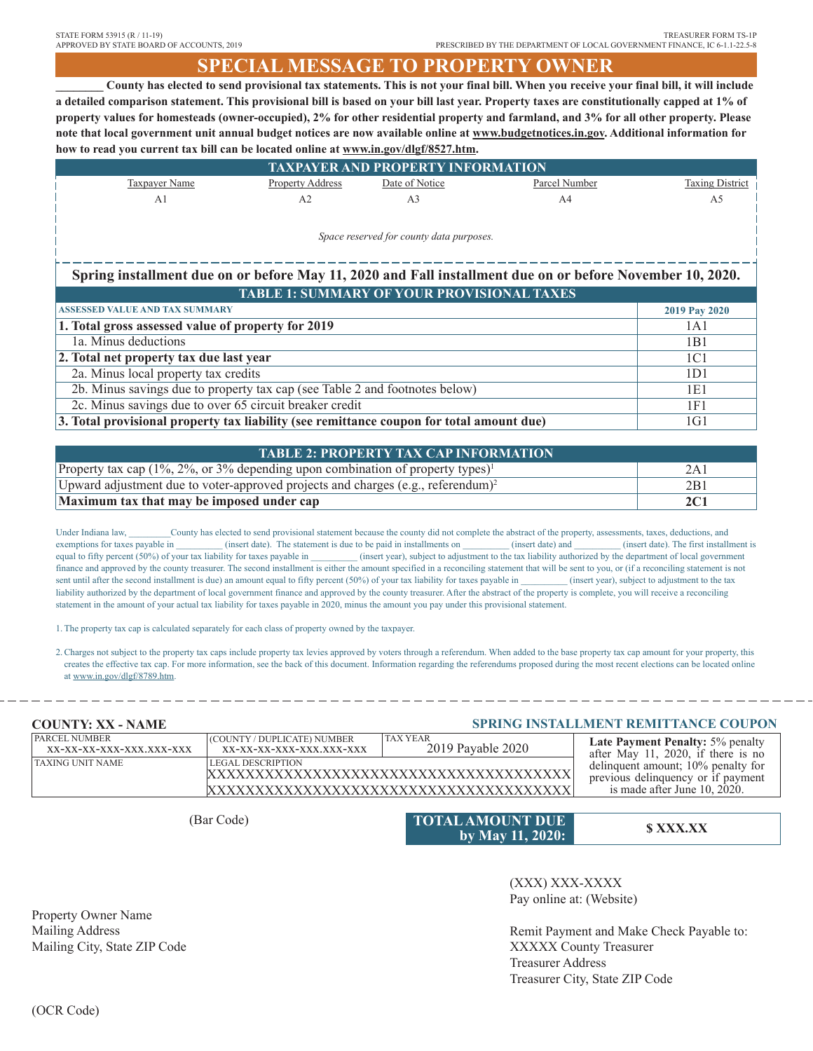STATE FORM 53915 (R / 11-19)
APPROVED BY STATE BOARD OF ACCOUNTS, 2019

TREASURER FORM TS-1P
PRESCRIBED BY THE DEPARTMENT OF LOCAL GOVERNMENT FINANCE, IC 6-1.1-22.5-8

# SPECIAL MESSAGE TO PROPERTY OWNER

**________ County has elected to send provisional tax statements. This is not your final bill. When you receive your final bill, it will include a detailed comparison statement. This provisional bill is based on your bill last year. Property taxes are constitutionally capped at 1% of property values for homesteads (owner-occupied), 2% for other residential property and farmland, and 3% for all other property. Please note that local government unit annual budget notices are now available online at www.budgetnotices.in.gov. Additional information for how to read you current tax bill can be located online at www.in.gov/dlgf/8527.htm.**

## TAXPAYER AND PROPERTY INFORMATION

| Taxpayer Name | Property Address | Date of Notice | Parcel Number | Taxing District |
|---|---|---|---|---|
| A1 | A2 | A3 | A4 | A5 |

*Space reserved for county data purposes.*

**Spring installment due on or before May 11, 2020 and Fall installment due on or before November 10, 2020.**

## TABLE 1: SUMMARY OF YOUR PROVISIONAL TAXES

| ASSESSED VALUE AND TAX SUMMARY | 2019 Pay 2020 |
|---|---|
| **1. Total gross assessed value of property for 2019** | 1A1 |
| 1a. Minus deductions | 1B1 |
| **2. Total net property tax due last year** | 1C1 |
| 2a. Minus local property tax credits | 1D1 |
| 2b. Minus savings due to property tax cap (see Table 2 and footnotes below) | 1E1 |
| 2c. Minus savings due to over 65 circuit breaker credit | 1F1 |
| **3. Total provisional property tax liability (see remittance coupon for total amount due)** | 1G1 |

## TABLE 2: PROPERTY TAX CAP INFORMATION

| | |
|---|---|
| Property tax cap (1%, 2%, or 3% depending upon combination of property types)[1] | 2A1 |
| Upward adjustment due to voter-approved projects and charges (e.g., referendum)[2] | 2B1 |
| **Maximum tax that may be imposed under cap** | **2C1** |

Under Indiana law, _________County has elected to send provisional statement because the county did not complete the abstract of the property, assessments, taxes, deductions, and exemptions for taxes payable in __________ (insert date). The statement is due to be paid in installments on __________ (insert date) and __________ (insert date). The first installment is equal to fifty percent (50%) of your tax liability for taxes payable in __________ (insert year), subject to adjustment to the tax liability authorized by the department of local government finance and approved by the county treasurer. The second installment is either the amount specified in a reconciling statement that will be sent to you, or (if a reconciling statement is not sent until after the second installment is due) an amount equal to fifty percent (50%) of your tax liability for taxes payable in __________ (insert year), subject to adjustment to the tax liability authorized by the department of local government finance and approved by the county treasurer. After the abstract of the property is complete, you will receive a reconciling statement in the amount of your actual tax liability for taxes payable in 2020, minus the amount you pay under this provisional statement.

1. The property tax cap is calculated separately for each class of property owned by the taxpayer.

2. Charges not subject to the property tax caps include property tax levies approved by voters through a referendum. When added to the base property tax cap amount for your property, this creates the effective tax cap. For more information, see the back of this document. Information regarding the referendums proposed during the most recent elections can be located online at www.in.gov/dlgf/8789.htm.

---

**COUNTY: XX - NAME**

**SPRING INSTALLMENT REMITTANCE COUPON**

| PARCEL NUMBER | (COUNTY / DUPLICATE) NUMBER | TAX YEAR | |
|---|---|---|---|
| XX-XX-XX-XXX-XXX.XXX-XXX | XX-XX-XX-XXX-XXX.XXX-XXX | 2019 Payable 2020 | **Late Payment Penalty:** 5% penalty after May 11, 2020, if there is no delinquent amount; 10% penalty for previous delinquency or if payment is made after June 10, 2020. |
| TAXING UNIT NAME | LEGAL DESCRIPTION XXXXXXXXXXXXXXXXXXXXXXXXXXXXXXXXXXXX XXXXXXXXXXXXXXXXXXXXXXXXXXXXXXXXXXXX | | |

(Bar Code)

| **TOTAL AMOUNT DUE by May 11, 2020:** | **$ XXX.XX** |
|---|---|

(XXX) XXX-XXXX
Pay online at: (Website)

Property Owner Name
Mailing Address
Mailing City, State ZIP Code

Remit Payment and Make Check Payable to:
XXXXX County Treasurer
Treasurer Address
Treasurer City, State ZIP Code

(OCR Code)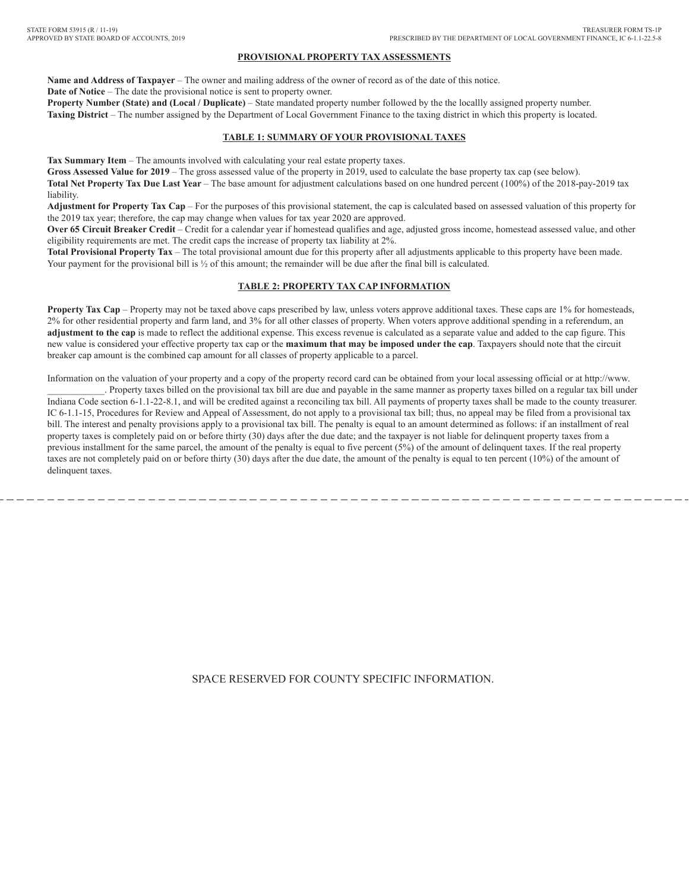STATE FORM 53915 (R / 11-19)
APPROVED BY STATE BOARD OF ACCOUNTS, 2019

TREASURER FORM TS-1P
PRESCRIBED BY THE DEPARTMENT OF LOCAL GOVERNMENT FINANCE, IC 6-1.1-22.5-8

## PROVISIONAL PROPERTY TAX ASSESSMENTS

**Name and Address of Taxpayer** – The owner and mailing address of the owner of record as of the date of this notice.
**Date of Notice** – The date the provisional notice is sent to property owner.
**Property Number (State) and (Local / Duplicate)** – State mandated property number followed by the the locallly assigned property number.
**Taxing District** – The number assigned by the Department of Local Government Finance to the taxing district in which this property is located.

## TABLE 1: SUMMARY OF YOUR PROVISIONAL TAXES

**Tax Summary Item** – The amounts involved with calculating your real estate property taxes.
**Gross Assessed Value for 2019** – The gross assessed value of the property in 2019, used to calculate the base property tax cap (see below).
**Total Net Property Tax Due Last Year** – The base amount for adjustment calculations based on one hundred percent (100%) of the 2018-pay-2019 tax liability.
**Adjustment for Property Tax Cap** – For the purposes of this provisional statement, the cap is calculated based on assessed valuation of this property for the 2019 tax year; therefore, the cap may change when values for tax year 2020 are approved.
**Over 65 Circuit Breaker Credit** – Credit for a calendar year if homestead qualifies and age, adjusted gross income, homestead assessed value, and other eligibility requirements are met. The credit caps the increase of property tax liability at 2%.
**Total Provisional Property Tax** – The total provisional amount due for this property after all adjustments applicable to this property have been made. Your payment for the provisional bill is ½ of this amount; the remainder will be due after the final bill is calculated.

## TABLE 2: PROPERTY TAX CAP INFORMATION

**Property Tax Cap** – Property may not be taxed above caps prescribed by law, unless voters approve additional taxes. These caps are 1% for homesteads, 2% for other residential property and farm land, and 3% for all other classes of property. When voters approve additional spending in a referendum, an **adjustment to the cap** is made to reflect the additional expense. This excess revenue is calculated as a separate value and added to the cap figure. This new value is considered your effective property tax cap or the **maximum that may be imposed under the cap**. Taxpayers should note that the circuit breaker cap amount is the combined cap amount for all classes of property applicable to a parcel.

Information on the valuation of your property and a copy of the property record card can be obtained from your local assessing official or at http://www.\_\_\_\_\_\_\_\_\_\_\_\_. Property taxes billed on the provisional tax bill are due and payable in the same manner as property taxes billed on a regular tax bill under Indiana Code section 6-1.1-22-8.1, and will be credited against a reconciling tax bill. All payments of property taxes shall be made to the county treasurer. IC 6-1.1-15, Procedures for Review and Appeal of Assessment, do not apply to a provisional tax bill; thus, no appeal may be filed from a provisional tax bill. The interest and penalty provisions apply to a provisional tax bill. The penalty is equal to an amount determined as follows: if an installment of real property taxes is completely paid on or before thirty (30) days after the due date; and the taxpayer is not liable for delinquent property taxes from a previous installment for the same parcel, the amount of the penalty is equal to five percent (5%) of the amount of delinquent taxes. If the real property taxes are not completely paid on or before thirty (30) days after the due date, the amount of the penalty is equal to ten percent (10%) of the amount of delinquent taxes.

SPACE RESERVED FOR COUNTY SPECIFIC INFORMATION.